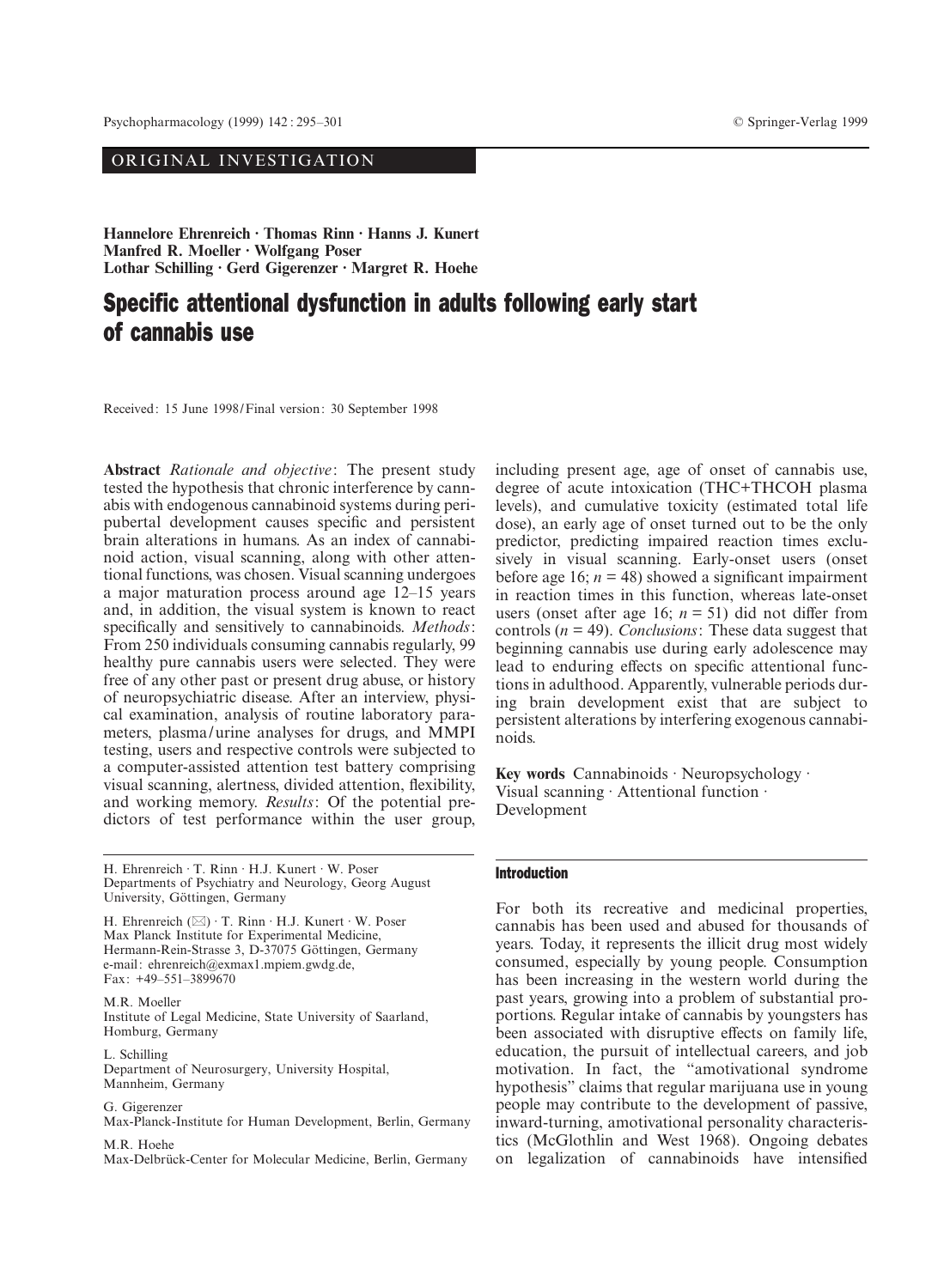ORIGINAL INVESTIGATION

**Hannelore Ehrenreich · Thomas Rinn · Hanns J. Kunert Manfred R. Moeller · Wolfgang Poser Lothar Schilling · Gerd Gigerenzer · Margret R. Hoehe**

# Specific attentional dysfunction in adults following early start of cannabis use

Received: 15 June 1998 / Final version: 30 September 1998

**Abstract** *Rationale and objective*: The present study tested the hypothesis that chronic interference by cannabis with endogenous cannabinoid systems during peripubertal development causes specific and persistent brain alterations in humans. As an index of cannabinoid action, visual scanning, along with other attentional functions, was chosen. Visual scanning undergoes a major maturation process around age 12–15 years and, in addition, the visual system is known to react specifically and sensitively to cannabinoids. *Methods*: From 250 individuals consuming cannabis regularly, 99 healthy pure cannabis users were selected. They were free of any other past or present drug abuse, or history of neuropsychiatric disease. After an interview, physical examination, analysis of routine laboratory parameters, plasma/urine analyses for drugs, and MMPI testing, users and respective controls were subjected to a computer-assisted attention test battery comprising visual scanning, alertness, divided attention, flexibility, and working memory. *Results*: Of the potential predictors of test performance within the user group, including present age, age of onset of cannabis use, degree of acute intoxication (THC+THCOH plasma levels), and cumulative toxicity (estimated total life dose), an early age of onset turned out to be the only predictor, predicting impaired reaction times exclusively in visual scanning. Early-onset users (onset before age 16; $n = 48$) showed a significant impairment in reaction times in this function, whereas late-onset users (onset after age 16; $n = 51$) did not differ from controls ($n = 49$). *Conclusions*: These data suggest that beginning cannabis use during early adolescence may lead to enduring effects on specific attentional functions in adulthood. Apparently, vulnerable periods during brain development exist that are subject to persistent alterations by interfering exogenous cannabinoids.

**Key words** Cannabinoids · Neuropsychology · Visual scanning · Attentional function · Development

H. Ehrenreich · T. Rinn · H.J. Kunert · W. Poser
Departments of Psychiatry and Neurology, Georg August University, Göttingen, Germany

H. Ehrenreich (✉) · T. Rinn · H.J. Kunert · W. Poser
Max Planck Institute for Experimental Medicine, Hermann-Rein-Strasse 3, D-37075 Göttingen, Germany
e-mail: ehrenreich@exmax1.mpiem.gwdg.de,
Fax: +49–551–3899670

M.R. Moeller
Institute of Legal Medicine, State University of Saarland, Homburg, Germany

L. Schilling
Department of Neurosurgery, University Hospital, Mannheim, Germany

G. Gigerenzer
Max-Planck-Institute for Human Development, Berlin, Germany

M.R. Hoehe
Max-Delbrück-Center for Molecular Medicine, Berlin, Germany

## Introduction

For both its recreative and medicinal properties, cannabis has been used and abused for thousands of years. Today, it represents the illicit drug most widely consumed, especially by young people. Consumption has been increasing in the western world during the past years, growing into a problem of substantial proportions. Regular intake of cannabis by youngsters has been associated with disruptive effects on family life, education, the pursuit of intellectual careers, and job motivation. In fact, the "amotivational syndrome hypothesis" claims that regular marijuana use in young people may contribute to the development of passive, inward-turning, amotivational personality characteristics (McGlothlin and West 1968). Ongoing debates on legalization of cannabinoids have intensified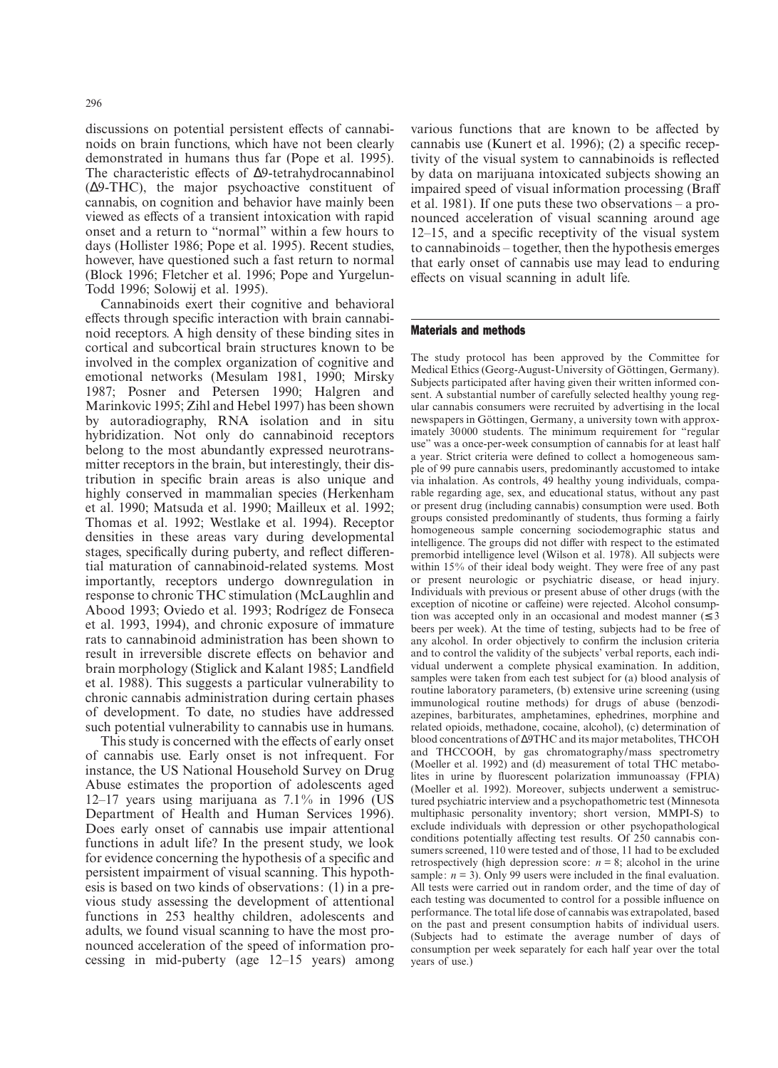discussions on potential persistent effects of cannabinoids on brain functions, which have not been clearly demonstrated in humans thus far (Pope et al. 1995). The characteristic effects of Δ9-tetrahydrocannabinol (Δ9-THC), the major psychoactive constituent of cannabis, on cognition and behavior have mainly been viewed as effects of a transient intoxication with rapid onset and a return to "normal" within a few hours to days (Hollister 1986; Pope et al. 1995). Recent studies, however, have questioned such a fast return to normal (Block 1996; Fletcher et al. 1996; Pope and Yurgelun-Todd 1996; Solowij et al. 1995).

Cannabinoids exert their cognitive and behavioral effects through specific interaction with brain cannabinoid receptors. A high density of these binding sites in cortical and subcortical brain structures known to be involved in the complex organization of cognitive and emotional networks (Mesulam 1981, 1990; Mirsky 1987; Posner and Petersen 1990; Halgren and Marinkovic 1995; Zihl and Hebel 1997) has been shown by autoradiography, RNA isolation and in situ hybridization. Not only do cannabinoid receptors belong to the most abundantly expressed neurotransmitter receptors in the brain, but interestingly, their distribution in specific brain areas is also unique and highly conserved in mammalian species (Herkenham et al. 1990; Matsuda et al. 1990; Mailleux et al. 1992; Thomas et al. 1992; Westlake et al. 1994). Receptor densities in these areas vary during developmental stages, specifically during puberty, and reflect differential maturation of cannabinoid-related systems. Most importantly, receptors undergo downregulation in response to chronic THC stimulation (McLaughlin and Abood 1993; Oviedo et al. 1993; Rodrígez de Fonseca et al. 1993, 1994), and chronic exposure of immature rats to cannabinoid administration has been shown to result in irreversible discrete effects on behavior and brain morphology (Stiglick and Kalant 1985; Landfield et al. 1988). This suggests a particular vulnerability to chronic cannabis administration during certain phases of development. To date, no studies have addressed such potential vulnerability to cannabis use in humans.

This study is concerned with the effects of early onset of cannabis use. Early onset is not infrequent. For instance, the US National Household Survey on Drug Abuse estimates the proportion of adolescents aged 12–17 years using marijuana as 7.1% in 1996 (US Department of Health and Human Services 1996). Does early onset of cannabis use impair attentional functions in adult life? In the present study, we look for evidence concerning the hypothesis of a specific and persistent impairment of visual scanning. This hypothesis is based on two kinds of observations: (1) in a previous study assessing the development of attentional functions in 253 healthy children, adolescents and adults, we found visual scanning to have the most pronounced acceleration of the speed of information processing in mid-puberty (age 12–15 years) among various functions that are known to be affected by cannabis use (Kunert et al. 1996); (2) a specific receptivity of the visual system to cannabinoids is reflected by data on marijuana intoxicated subjects showing an impaired speed of visual information processing (Braff et al. 1981). If one puts these two observations – a pronounced acceleration of visual scanning around age 12–15, and a specific receptivity of the visual system to cannabinoids – together, then the hypothesis emerges that early onset of cannabis use may lead to enduring effects on visual scanning in adult life.

## Materials and methods

The study protocol has been approved by the Committee for Medical Ethics (Georg-August-University of Göttingen, Germany). Subjects participated after having given their written informed consent. A substantial number of carefully selected healthy young regular cannabis consumers were recruited by advertising in the local newspapers in Göttingen, Germany, a university town with approximately 30000 students. The minimum requirement for "regular use" was a once-per-week consumption of cannabis for at least half a year. Strict criteria were defined to collect a homogeneous sample of 99 pure cannabis users, predominantly accustomed to intake via inhalation. As controls, 49 healthy young individuals, comparable regarding age, sex, and educational status, without any past or present drug (including cannabis) consumption were used. Both groups consisted predominantly of students, thus forming a fairly homogeneous sample concerning sociodemographic status and intelligence. The groups did not differ with respect to the estimated premorbid intelligence level (Wilson et al. 1978). All subjects were within 15% of their ideal body weight. They were free of any past or present neurologic or psychiatric disease, or head injury. Individuals with previous or present abuse of other drugs (with the exception of nicotine or caffeine) were rejected. Alcohol consumption was accepted only in an occasional and modest manner (≤3 beers per week). At the time of testing, subjects had to be free of any alcohol. In order objectively to confirm the inclusion criteria and to control the validity of the subjects' verbal reports, each individual underwent a complete physical examination. In addition, samples were taken from each test subject for (a) blood analysis of routine laboratory parameters, (b) extensive urine screening (using immunological routine methods) for drugs of abuse (benzodiazepines, barbiturates, amphetamines, ephedrines, morphine and related opioids, methadone, cocaine, alcohol), (c) determination of blood concentrations of Δ9THC and its major metabolites, THCOH and THCCOOH, by gas chromatography/mass spectrometry (Moeller et al. 1992) and (d) measurement of total THC metabolites in urine by fluorescent polarization immunoassay (FPIA) (Moeller et al. 1992). Moreover, subjects underwent a semistructured psychiatric interview and a psychopathometric test (Minnesota multiphasic personality inventory; short version, MMPI-S) to exclude individuals with depression or other psychopathological conditions potentially affecting test results. Of 250 cannabis consumers screened, 110 were tested and of those, 11 had to be excluded retrospectively (high depression score: $n = 8$; alcohol in the urine sample: $n = 3$). Only 99 users were included in the final evaluation. All tests were carried out in random order, and the time of day of each testing was documented to control for a possible influence on performance. The total life dose of cannabis was extrapolated, based on the past and present consumption habits of individual users. (Subjects had to estimate the average number of days of consumption per week separately for each half year over the total years of use.)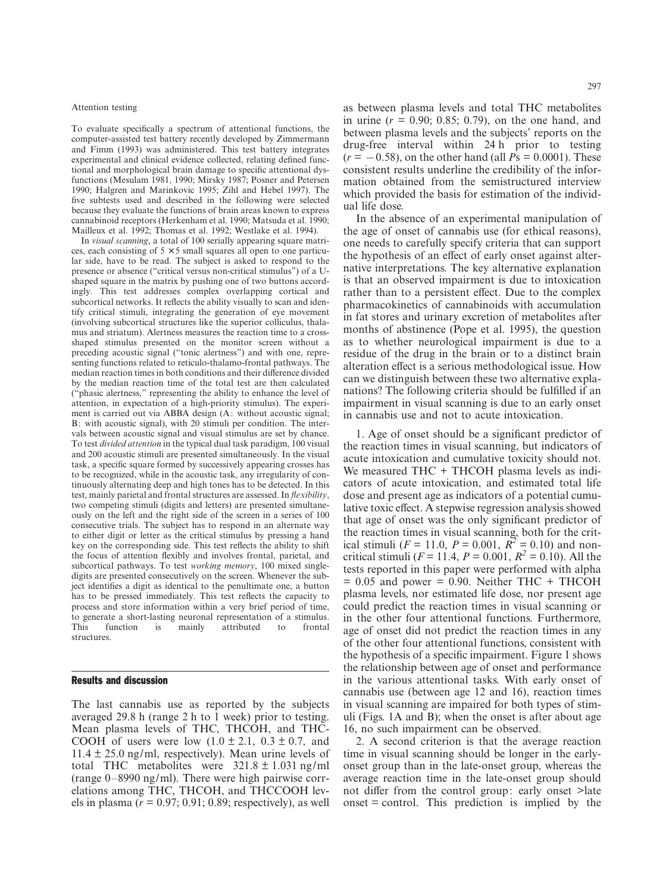Attention testing

To evaluate specifically a spectrum of attentional functions, the computer-assisted test battery recently developed by Zimmermann and Fimm (1993) was administered. This test battery integrates experimental and clinical evidence collected, relating defined functional and morphological brain damage to specific attentional dysfunctions (Mesulam 1981, 1990; Mirsky 1987; Posner and Petersen 1990; Halgren and Marinkovic 1995; Zihl and Hebel 1997). The five subtests used and described in the following were selected because they evaluate the functions of brain areas known to express cannabinoid receptors (Herkenham et al. 1990; Matsuda et al. 1990; Mailleux et al. 1992; Thomas et al. 1992; Westlake et al. 1994).

In *visual scanning*, a total of 100 serially appearing square matrices, each consisting of 5 × 5 small squares all open to one particular side, have to be read. The subject is asked to respond to the presence or absence ("critical versus non-critical stimulus") of a U-shaped square in the matrix by pushing one of two buttons accordingly. This test addresses complex overlapping cortical and subcortical networks. It reflects the ability visually to scan and identify critical stimuli, integrating the generation of eye movement (involving subcortical structures like the superior colliculus, thalamus and striatum). Alertness measures the reaction time to a cross-shaped stimulus presented on the monitor screen without a preceding acoustic signal ("tonic alertness") and with one, representing functions related to reticulo-thalamo-frontal pathways. The median reaction times in both conditions and their difference divided by the median reaction time of the total test are then calculated ("phasic alertness," representing the ability to enhance the level of attention, in expectation of a high-priority stimulus). The experiment is carried out via ABBA design (A: without acoustic signal; B: with acoustic signal), with 20 stimuli per condition. The intervals between acoustic signal and visual stimulus are set by chance. To test *divided attention* in the typical dual task paradigm, 100 visual and 200 acoustic stimuli are presented simultaneously. In the visual task, a specific square formed by successively appearing crosses has to be recognized, while in the acoustic task, any irregularity of continuously alternating deep and high tones has to be detected. In this test, mainly parietal and frontal structures are assessed. In *flexibility*, two competing stimuli (digits and letters) are presented simultaneously on the left and the right side of the screen in a series of 100 consecutive trials. The subject has to respond in an alternate way to either digit or letter as the critical stimulus by pressing a hand key on the corresponding side. This test reflects the ability to shift the focus of attention flexibly and involves frontal, parietal, and subcortical pathways. To test *working memory*, 100 mixed single-digits are presented consecutively on the screen. Whenever the subject identifies a digit as identical to the penultimate one, a button has to be pressed immediately. This test reflects the capacity to process and store information within a very brief period of time, to generate a short-lasting neuronal representation of a stimulus. This function is mainly attributed to frontal structures.

## Results and discussion

The last cannabis use as reported by the subjects averaged 29.8 h (range 2 h to 1 week) prior to testing. Mean plasma levels of THC, THCOH, and THC-COOH of users were low (1.0 ± 2.1, 0.3 ± 0.7, and 11.4 ± 25.0 ng/ml, respectively). Mean urine levels of total THC metabolites were 321.8 ± 1.031 ng/ml (range 0–8990 ng/ml). There were high pairwise correlations among THC, THCOH, and THCCOOH levels in plasma ($r$ = 0.97; 0.91; 0.89; respectively), as well as between plasma levels and total THC metabolites in urine ($r$ = 0.90; 0.85; 0.79), on the one hand, and between plasma levels and the subjects' reports on the drug-free interval within 24 h prior to testing ($r$ = −0.58), on the other hand (all $P$s = 0.0001). These consistent results underline the credibility of the information obtained from the semistructured interview which provided the basis for estimation of the individual life dose.

In the absence of an experimental manipulation of the age of onset of cannabis use (for ethical reasons), one needs to carefully specify criteria that can support the hypothesis of an effect of early onset against alternative interpretations. The key alternative explanation is that an observed impairment is due to intoxication rather than to a persistent effect. Due to the complex pharmacokinetics of cannabinoids with accumulation in fat stores and urinary excretion of metabolites after months of abstinence (Pope et al. 1995), the question as to whether neurological impairment is due to a residue of the drug in the brain or to a distinct brain alteration effect is a serious methodological issue. How can we distinguish between these two alternative explanations? The following criteria should be fulfilled if an impairment in visual scanning is due to an early onset in cannabis use and not to acute intoxication.

1. Age of onset should be a significant predictor of the reaction times in visual scanning, but indicators of acute intoxication and cumulative toxicity should not. We measured THC + THCOH plasma levels as indicators of acute intoxication, and estimated total life dose and present age as indicators of a potential cumulative toxic effect. A stepwise regression analysis showed that age of onset was the only significant predictor of the reaction times in visual scanning, both for the critical stimuli ($F$ = 11.0, $P$ = 0.001, $R^2$ = 0.10) and non-critical stimuli ($F$ = 11.4, $P$ = 0.001, $R^2$ = 0.10). All the tests reported in this paper were performed with alpha = 0.05 and power = 0.90. Neither THC + THCOH plasma levels, nor estimated life dose, nor present age could predict the reaction times in visual scanning or in the other four attentional functions. Furthermore, age of onset did not predict the reaction times in any of the other four attentional functions, consistent with the hypothesis of a specific impairment. Figure 1 shows the relationship between age of onset and performance in the various attentional tasks. With early onset of cannabis use (between age 12 and 16), reaction times in visual scanning are impaired for both types of stimuli (Figs. 1A and B); when the onset is after about age 16, no such impairment can be observed.

2. A second criterion is that the average reaction time in visual scanning should be longer in the early-onset group than in the late-onset group, whereas the average reaction time in the late-onset group should not differ from the control group: early onset >late onset = control. This prediction is implied by the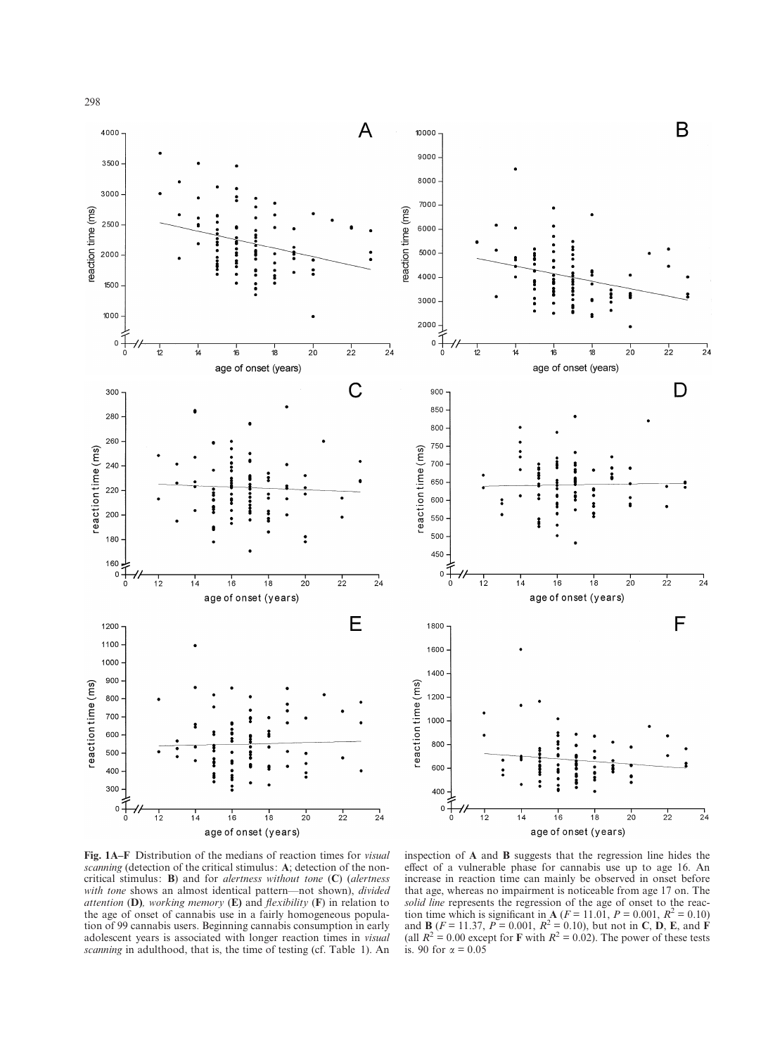**Fig. 1A–F** Distribution of the medians of reaction times for *visual scanning* (detection of the critical stimulus: **A**; detection of the non-critical stimulus: **B**) and for *alertness without tone* (**C**) (*alertness with tone* shows an almost identical pattern—not shown), *divided attention* (**D**), *working memory* (**E**) and *flexibility* (**F**) in relation to the age of onset of cannabis use in a fairly homogeneous population of 99 cannabis users. Beginning cannabis consumption in early adolescent years is associated with longer reaction times in *visual scanning* in adulthood, that is, the time of testing (cf. Table 1). An inspection of **A** and **B** suggests that the regression line hides the effect of a vulnerable phase for cannabis use up to age 16. An increase in reaction time can mainly be observed in onset before that age, whereas no impairment is noticeable from age 17 on. The *solid line* represents the regression of the age of onset to the reaction time which is significant in **A** ($F = 11.01$, $P = 0.001$, $R^2 = 0.10$) and **B** ($F = 11.37$, $P = 0.001$, $R^2 = 0.10$), but not in **C**, **D**, **E**, and **F** (all $R^2 = 0.00$ except for **F** with $R^2 = 0.02$). The power of these tests is. 90 for $\alpha = 0.05$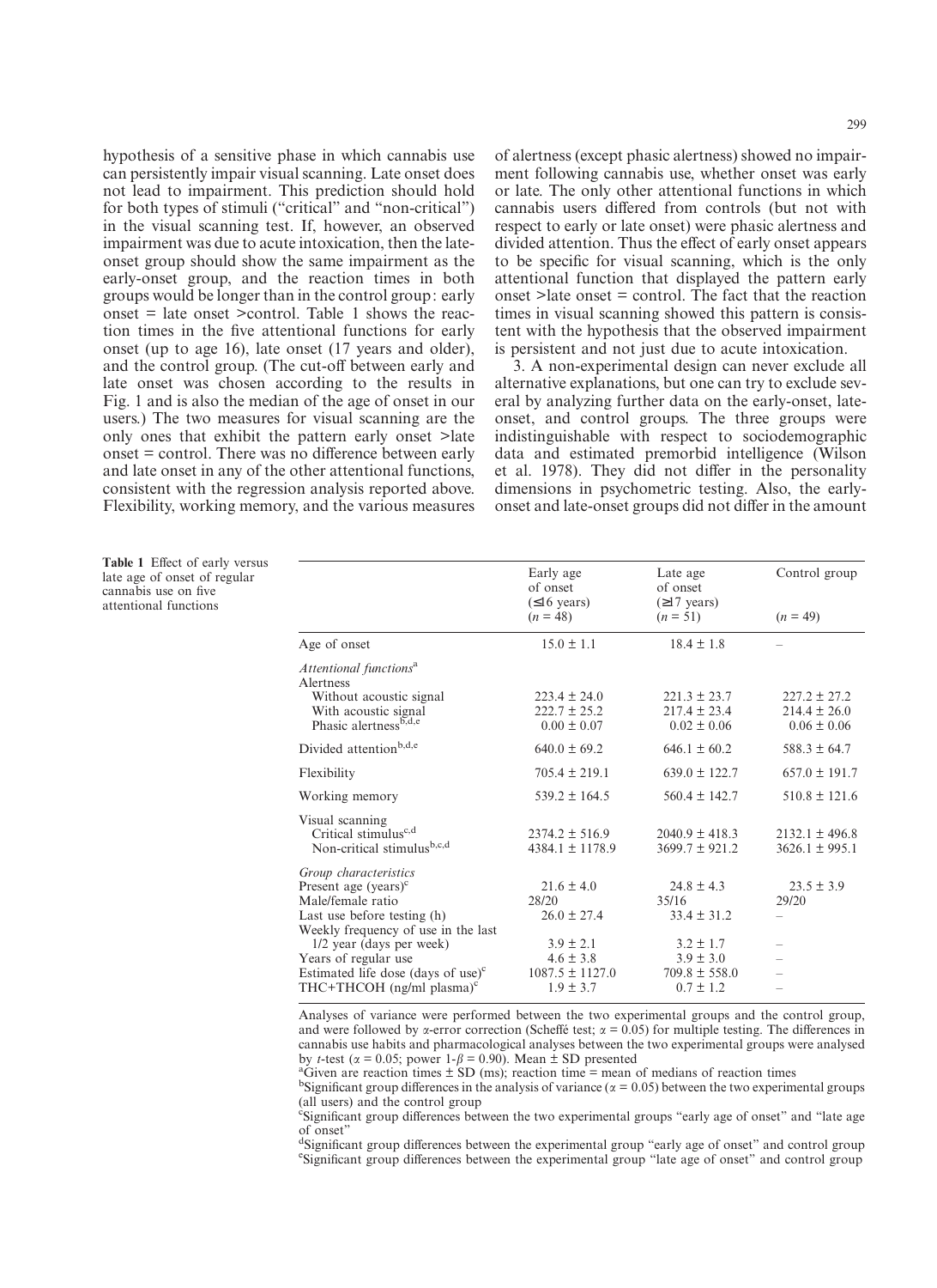hypothesis of a sensitive phase in which cannabis use can persistently impair visual scanning. Late onset does not lead to impairment. This prediction should hold for both types of stimuli ("critical" and "non-critical") in the visual scanning test. If, however, an observed impairment was due to acute intoxication, then the late-onset group should show the same impairment as the early-onset group, and the reaction times in both groups would be longer than in the control group: early onset = late onset >control. Table 1 shows the reaction times in the five attentional functions for early onset (up to age 16), late onset (17 years and older), and the control group. (The cut-off between early and late onset was chosen according to the results in Fig. 1 and is also the median of the age of onset in our users.) The two measures for visual scanning are the only ones that exhibit the pattern early onset >late onset = control. There was no difference between early and late onset in any of the other attentional functions, consistent with the regression analysis reported above. Flexibility, working memory, and the various measures of alertness (except phasic alertness) showed no impairment following cannabis use, whether onset was early or late. The only other attentional functions in which cannabis users differed from controls (but not with respect to early or late onset) were phasic alertness and divided attention. Thus the effect of early onset appears to be specific for visual scanning, which is the only attentional function that displayed the pattern early onset >late onset = control. The fact that the reaction times in visual scanning showed this pattern is consistent with the hypothesis that the observed impairment is persistent and not just due to acute intoxication.

3. A non-experimental design can never exclude all alternative explanations, but one can try to exclude several by analyzing further data on the early-onset, late-onset, and control groups. The three groups were indistinguishable with respect to sociodemographic data and estimated premorbid intelligence (Wilson et al. 1978). They did not differ in the personality dimensions in psychometric testing. Also, the early-onset and late-onset groups did not differ in the amount

**Table 1** Effect of early versus late age of onset of regular cannabis use on five attentional functions

| | Early age of onset (≤16 years) ($n$ = 48) | Late age of onset (≥17 years) ($n$ = 51) | Control group ($n$ = 49) |
|---|---|---|---|
| Age of onset | 15.0 ± 1.1 | 18.4 ± 1.8 | – |
| *Attentional functions*[a] | | | |
| Alertness | | | |
| Without acoustic signal | 223.4 ± 24.0 | 221.3 ± 23.7 | 227.2 ± 27.2 |
| With acoustic signal | 222.7 ± 25.2 | 217.4 ± 23.4 | 214.4 ± 26.0 |
| Phasic alertness[b,d,e] | 0.00 ± 0.07 | 0.02 ± 0.06 | 0.06 ± 0.06 |
| Divided attention[b,d,e] | 640.0 ± 69.2 | 646.1 ± 60.2 | 588.3 ± 64.7 |
| Flexibility | 705.4 ± 219.1 | 639.0 ± 122.7 | 657.0 ± 191.7 |
| Working memory | 539.2 ± 164.5 | 560.4 ± 142.7 | 510.8 ± 121.6 |
| Visual scanning | | | |
| Critical stimulus[c,d] | 2374.2 ± 516.9 | 2040.9 ± 418.3 | 2132.1 ± 496.8 |
| Non-critical stimulus[b,c,d] | 4384.1 ± 1178.9 | 3699.7 ± 921.2 | 3626.1 ± 995.1 |
| *Group characteristics* | | | |
| Present age (years)[c] | 21.6 ± 4.0 | 24.8 ± 4.3 | 23.5 ± 3.9 |
| Male/female ratio | 28/20 | 35/16 | 29/20 |
| Last use before testing (h) | 26.0 ± 27.4 | 33.4 ± 31.2 | – |
| Weekly frequency of use in the last 1/2 year (days per week) | 3.9 ± 2.1 | 3.2 ± 1.7 | – |
| Years of regular use | 4.6 ± 3.8 | 3.9 ± 3.0 | – |
| Estimated life dose (days of use)[c] | 1087.5 ± 1127.0 | 709.8 ± 558.0 | – |
| THC+THCOH (ng/ml plasma)[c] | 1.9 ± 3.7 | 0.7 ± 1.2 | – |

Analyses of variance were performed between the two experimental groups and the control group, and were followed by $\alpha$-error correction (Scheffé test; $\alpha = 0.05$) for multiple testing. The differences in cannabis use habits and pharmacological analyses between the two experimental groups were analysed by $t$-test ($\alpha = 0.05$; power $1\text{-}\beta = 0.90$). Mean ± SD presented

[a]Given are reaction times ± SD (ms); reaction time = mean of medians of reaction times

[b]Significant group differences in the analysis of variance ($\alpha = 0.05$) between the two experimental groups (all users) and the control group

[c]Significant group differences between the two experimental groups "early age of onset" and "late age of onset"

[d]Significant group differences between the experimental group "early age of onset" and control group

[e]Significant group differences between the experimental group "late age of onset" and control group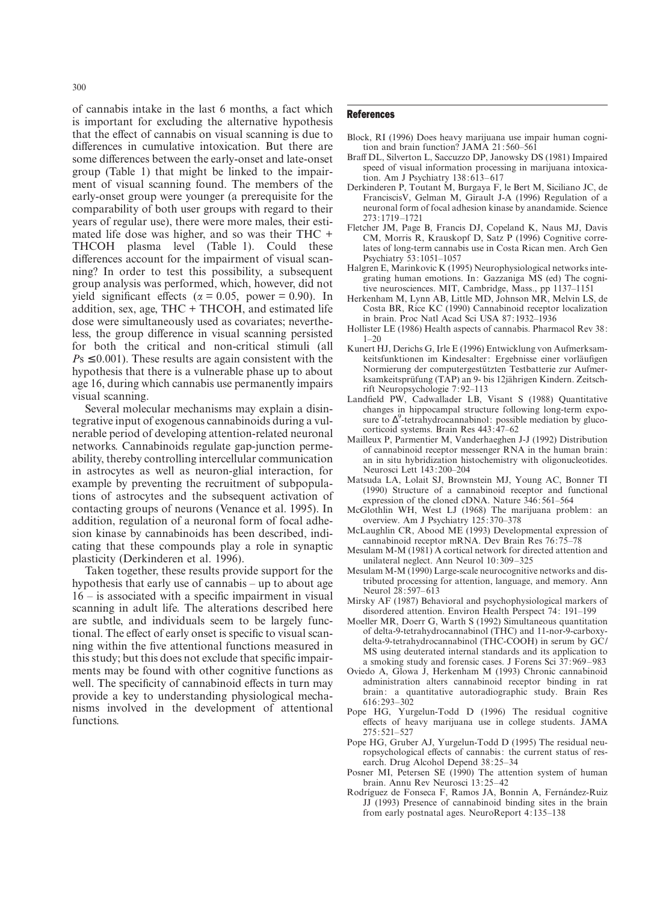of cannabis intake in the last 6 months, a fact which is important for excluding the alternative hypothesis that the effect of cannabis on visual scanning is due to differences in cumulative intoxication. But there are some differences between the early-onset and late-onset group (Table 1) that might be linked to the impairment of visual scanning found. The members of the early-onset group were younger (a prerequisite for the comparability of both user groups with regard to their years of regular use), there were more males, their estimated life dose was higher, and so was their THC + THCOH plasma level (Table 1). Could these differences account for the impairment of visual scanning? In order to test this possibility, a subsequent group analysis was performed, which, however, did not yield significant effects ($\alpha = 0.05$, power = 0.90). In addition, sex, age, THC + THCOH, and estimated life dose were simultaneously used as covariates; nevertheless, the group difference in visual scanning persisted for both the critical and non-critical stimuli (all $Ps \leq 0.001$). These results are again consistent with the hypothesis that there is a vulnerable phase up to about age 16, during which cannabis use permanently impairs visual scanning.

Several molecular mechanisms may explain a disintegrative input of exogenous cannabinoids during a vulnerable period of developing attention-related neuronal networks. Cannabinoids regulate gap-junction permeability, thereby controlling intercellular communication in astrocytes as well as neuron-glial interaction, for example by preventing the recruitment of subpopulations of astrocytes and the subsequent activation of contacting groups of neurons (Venance et al. 1995). In addition, regulation of a neuronal form of focal adhesion kinase by cannabinoids has been described, indicating that these compounds play a role in synaptic plasticity (Derkinderen et al. 1996).

Taken together, these results provide support for the hypothesis that early use of cannabis – up to about age 16 – is associated with a specific impairment in visual scanning in adult life. The alterations described here are subtle, and individuals seem to be largely functional. The effect of early onset is specific to visual scanning within the five attentional functions measured in this study; but this does not exclude that specific impairments may be found with other cognitive functions as well. The specificity of cannabinoid effects in turn may provide a key to understanding physiological mechanisms involved in the development of attentional functions.

## References

Block, RI (1996) Does heavy marijuana use impair human cognition and brain function? JAMA 21:560–561

Braff DL, Silverton L, Saccuzzo DP, Janowsky DS (1981) Impaired speed of visual information processing in marijuana intoxication. Am J Psychiatry 138:613–617

Derkinderen P, Toutant M, Burgaya F, le Bert M, Siciliano JC, de FranciscisV, Gelman M, Girault J-A (1996) Regulation of a neuronal form of focal adhesion kinase by anandamide. Science 273:1719–1721

Fletcher JM, Page B, Francis DJ, Copeland K, Naus MJ, Davis CM, Morris R, Krauskopf D, Satz P (1996) Cognitive correlates of long-term cannabis use in Costa Rican men. Arch Gen Psychiatry 53:1051–1057

Halgren E, Marinkovic K (1995) Neurophysiological networks integrating human emotions. In: Gazzaniga MS (ed) The cognitive neurosciences. MIT, Cambridge, Mass., pp 1137–1151

Herkenham M, Lynn AB, Little MD, Johnson MR, Melvin LS, de Costa BR, Rice KC (1990) Cannabinoid receptor localization in brain. Proc Natl Acad Sci USA 87:1932–1936

Hollister LE (1986) Health aspects of cannabis. Pharmacol Rev 38: 1–20

Kunert HJ, Derichs G, Irle E (1996) Entwicklung von Aufmerksamkeitsfunktionen im Kindesalter: Ergebnisse einer vorläufigen Normierung der computergestützten Testbatterie zur Aufmerksamkeitsprüfung (TAP) an 9- bis 12jährigen Kindern. Zeitschrift Neuropsychologie 7:92–113

Landfield PW, Cadwallader LB, Visant S (1988) Quantitative changes in hippocampal structure following long-term exposure to $\Delta^9$-tetrahydrocannabinol: possible mediation by glucocorticoid systems. Brain Res 443:47–62

Mailleux P, Parmentier M, Vanderhaeghen J-J (1992) Distribution of cannabinoid receptor messenger RNA in the human brain: an in situ hybridization histochemistry with oligonucleotides. Neurosci Lett 143:200–204

Matsuda LA, Lolait SJ, Brownstein MJ, Young AC, Bonner TI (1990) Structure of a cannabinoid receptor and functional expression of the cloned cDNA. Nature 346:561–564

McGlothlin WH, West LJ (1968) The marijuana problem: an overview. Am J Psychiatry 125:370–378

McLaughlin CR, Abood ME (1993) Developmental expression of cannabinoid receptor mRNA. Dev Brain Res 76:75–78

Mesulam M-M (1981) A cortical network for directed attention and unilateral neglect. Ann Neurol 10:309–325

Mesulam M-M (1990) Large-scale neurocognitive networks and distributed processing for attention, language, and memory. Ann Neurol 28:597–613

Mirsky AF (1987) Behavioral and psychophysiological markers of disordered attention. Environ Health Perspect 74: 191–199

Moeller MR, Doerr G, Warth S (1992) Simultaneous quantitation of delta-9-tetrahydrocannabinol (THC) and 11-nor-9-carboxy-delta-9-tetrahydrocannabinol (THC-COOH) in serum by GC/MS using deuterated internal standards and its application to a smoking study and forensic cases. J Forens Sci 37:969–983

Oviedo A, Glowa J, Herkenham M (1993) Chronic cannabinoid administration alters cannabinoid receptor binding in rat brain: a quantitative autoradiographic study. Brain Res 616:293–302

Pope HG, Yurgelun-Todd D (1996) The residual cognitive effects of heavy marijuana use in college students. JAMA 275:521–527

Pope HG, Gruber AJ, Yurgelun-Todd D (1995) The residual neuropsychological effects of cannabis: the current status of research. Drug Alcohol Depend 38:25–34

Posner MI, Petersen SE (1990) The attention system of human brain. Annu Rev Neurosci 13:25–42

Rodríguez de Fonseca F, Ramos JA, Bonnin A, Fernández-Ruiz JJ (1993) Presence of cannabinoid binding sites in the brain from early postnatal ages. NeuroReport 4:135–138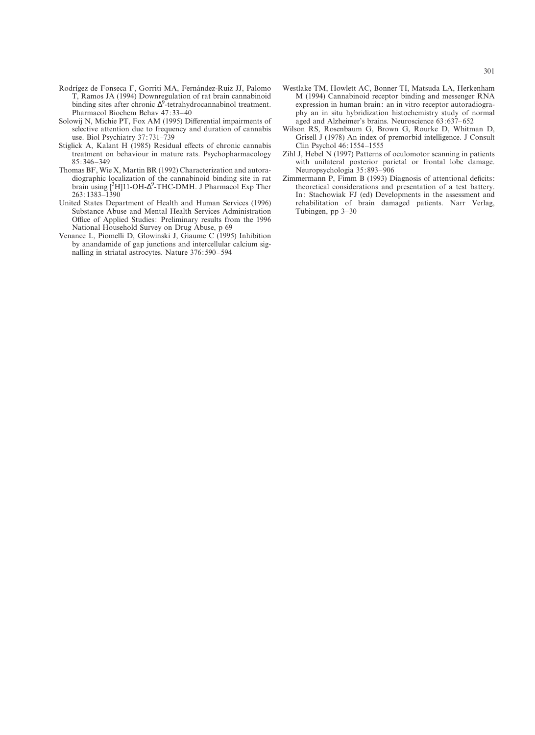Rodrígez de Fonseca F, Gorriti MA, Fernández-Ruiz JJ, Palomo T, Ramos JA (1994) Downregulation of rat brain cannabinoid binding sites after chronic $\Delta^9$-tetrahydrocannabinol treatment. Pharmacol Biochem Behav 47:33–40

Solowij N, Michie PT, Fox AM (1995) Differential impairments of selective attention due to frequency and duration of cannabis use. Biol Psychiatry 37:731–739

Stiglick A, Kalant H (1985) Residual effects of chronic cannabis treatment on behaviour in mature rats. Psychopharmacology 85:346–349

Thomas BF, Wie X, Martin BR (1992) Characterization and autoradiographic localization of the cannabinoid binding site in rat brain using [$^3$H]11-OH-$\Delta^9$-THC-DMH. J Pharmacol Exp Ther 263:1383–1390

United States Department of Health and Human Services (1996) Substance Abuse and Mental Health Services Administration Office of Applied Studies: Preliminary results from the 1996 National Household Survey on Drug Abuse, p 69

Venance L, Piomelli D, Glowinski J, Giaume C (1995) Inhibition by anandamide of gap junctions and intercellular calcium signalling in striatal astrocytes. Nature 376:590–594

Westlake TM, Howlett AC, Bonner TI, Matsuda LA, Herkenham M (1994) Cannabinoid receptor binding and messenger RNA expression in human brain: an in vitro receptor autoradiography an in situ hybridization histochemistry study of normal aged and Alzheimer's brains. Neuroscience 63:637–652

Wilson RS, Rosenbaum G, Brown G, Rourke D, Whitman D, Grisell J (1978) An index of premorbid intelligence. J Consult Clin Psychol 46:1554–1555

Zihl J, Hebel N (1997) Patterns of oculomotor scanning in patients with unilateral posterior parietal or frontal lobe damage. Neuropsychologia 35:893–906

Zimmermann P, Fimm B (1993) Diagnosis of attentional deficits: theoretical considerations and presentation of a test battery. In: Stachowiak FJ (ed) Developments in the assessment and rehabilitation of brain damaged patients. Narr Verlag, Tübingen, pp 3–30